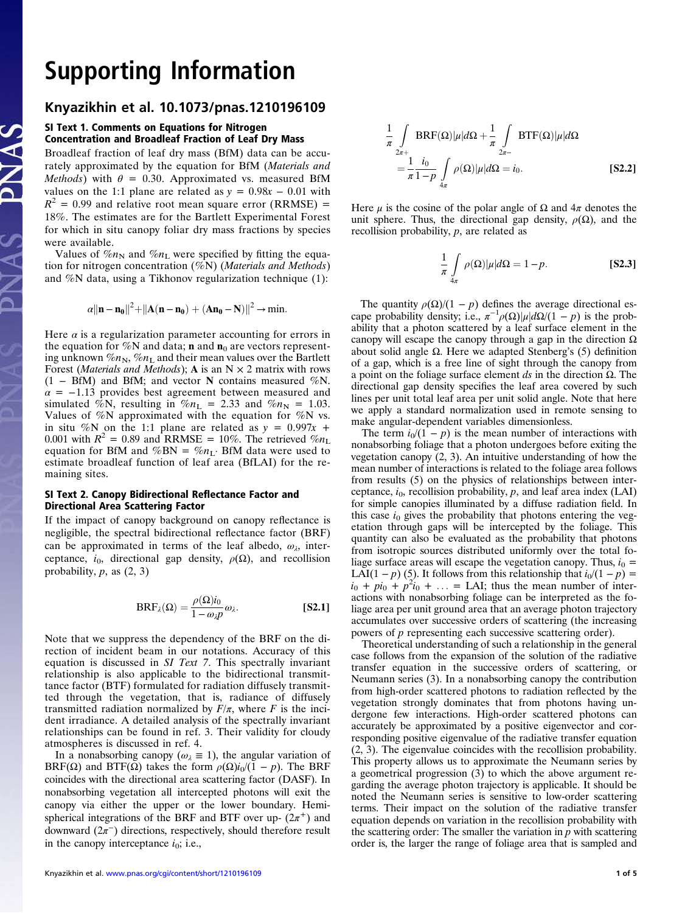# Supporting Information

## Knyazikhin et al. 10.1073/pnas.1210196109

### SI Text 1. Comments on Equations for Nitrogen Concentration and Broadleaf Fraction of Leaf Dry Mass

Broadleaf fraction of leaf dry mass (BfM) data can be accurately approximated by the equation for BfM (*Materials and Methods*) with $\theta = 0.30$. Approximated vs. measured BfM values on the 1:1 plane are related as $y = 0.98x - 0.01$ with $R^2 = 0.99$ and relative root mean square error (RRMSE) = 18%. The estimates are for the Bartlett Experimental Forest for which in situ canopy foliar dry mass fractions by species were available.

Values of $\%n_N$ and $\%n_L$ were specified by fitting the equation for nitrogen concentration (%N) (*Materials and Methods*) and %N data, using a Tikhonov regularization technique (1):

$$\alpha\|\mathbf{n}-\mathbf{n_0}\|^2+\|\mathbf{A}(\mathbf{n}-\mathbf{n_0})+(\mathbf{An_0}-\mathbf{N})\|^2 \to \min.$$

Here $\alpha$ is a regularization parameter accounting for errors in the equation for %N and data; $\mathbf{n}$ and $\mathbf{n}_0$ are vectors representing unknown $\%n_N$, $\%n_L$ and their mean values over the Bartlett Forest (*Materials and Methods*); $\mathbf{A}$ is an $N \times 2$ matrix with rows $(1 - \text{BfM})$ and BfM; and vector $\mathbf{N}$ contains measured %N. $\alpha = -1.13$ provides best agreement between measured and simulated %N, resulting in $\%n_L = 2.33$ and $\%n_N = 1.03$. Values of %N approximated with the equation for %N vs. in situ %N on the 1:1 plane are related as $y = 0.997x + 0.001$ with $R^2 = 0.89$ and RRMSE = 10%. The retrieved $\%n_L$ equation for BfM and %BN = $\%n_L$. BfM data were used to estimate broadleaf function of leaf area (BfLAI) for the remaining sites.

### SI Text 2. Canopy Bidirectional Reflectance Factor and Directional Area Scattering Factor

If the impact of canopy background on canopy reflectance is negligible, the spectral bidirectional reflectance factor (BRF) can be approximated in terms of the leaf albedo, $\omega_\lambda$, interceptance, $i_0$, directional gap density, $\rho(\Omega)$, and recollision probability, $p$, as (2, 3)

$$\text{BRF}_\lambda(\Omega) = \frac{\rho(\Omega)i_0}{1-\omega_\lambda p}\omega_\lambda. \qquad \textbf{[S2.1]}$$

Note that we suppress the dependency of the BRF on the direction of incident beam in our notations. Accuracy of this equation is discussed in *SI Text 7*. This spectrally invariant relationship is also applicable to the bidirectional transmittance factor (BTF) formulated for radiation diffusely transmitted through the vegetation, that is, radiance of diffusely transmitted radiation normalized by $F/\pi$, where $F$ is the incident irradiance. A detailed analysis of the spectrally invariant relationships can be found in ref. 3. Their validity for cloudy atmospheres is discussed in ref. 4.

In a nonabsorbing canopy ($\omega_\lambda \equiv 1$), the angular variation of BRF($\Omega$) and BTF($\Omega$) takes the form $\rho(\Omega)i_0/(1-p)$. The BRF coincides with the directional area scattering factor (DASF). In nonabsorbing vegetation all intercepted photons will exit the canopy via either the upper or the lower boundary. Hemispherical integrations of the BRF and BTF over up- ($2\pi^+$) and downward ($2\pi^-$) directions, respectively, should therefore result in the canopy interceptance $i_0$; i.e.,

$$\frac{1}{\pi}\int_{2\pi+}\text{BRF}(\Omega)|\mu|d\Omega+\frac{1}{\pi}\int_{2\pi-}\text{BTF}(\Omega)|\mu|d\Omega = \frac{1}{\pi}\frac{i_0}{1-p}\int_{4\pi}\rho(\Omega)|\mu|d\Omega = i_0. \qquad \textbf{[S2.2]}$$

Here $\mu$ is the cosine of the polar angle of $\Omega$ and $4\pi$ denotes the unit sphere. Thus, the directional gap density, $\rho(\Omega)$, and the recollision probability, $p$, are related as

$$\frac{1}{\pi}\int_{4\pi}\rho(\Omega)|\mu|d\Omega = 1-p. \qquad \textbf{[S2.3]}$$

The quantity $\rho(\Omega)/(1-p)$ defines the average directional escape probability density; i.e., $\pi^{-1}\rho(\Omega)|\mu|d\Omega/(1-p)$ is the probability that a photon scattered by a leaf surface element in the canopy will escape the canopy through a gap in the direction $\Omega$ about solid angle $\Omega$. Here we adapted Stenberg's (5) definition of a gap, which is a free line of sight through the canopy from a point on the foliage surface element $ds$ in the direction $\Omega$. The directional gap density specifies the leaf area covered by such lines per unit total leaf area per unit solid angle. Note that here we apply a standard normalization used in remote sensing to make angular-dependent variables dimensionless.

The term $i_0/(1-p)$ is the mean number of interactions with nonabsorbing foliage that a photon undergoes before exiting the vegetation canopy (2, 3). An intuitive understanding of how the mean number of interactions is related to the foliage area follows from results (5) on the physics of relationships between interceptance, $i_0$, recollision probability, $p$, and leaf area index (LAI) for simple canopies illuminated by a diffuse radiation field. In this case $i_0$ gives the probability that photons entering the vegetation through gaps will be intercepted by the foliage. This quantity can also be evaluated as the probability that photons from isotropic sources distributed uniformly over the total foliage surface areas will escape the vegetation canopy. Thus, $i_0 = \text{LAI}(1-p)$ (5). It follows from this relationship that $i_0/(1-p) = i_0 + pi_0 + p^2i_0 + \ldots = \text{LAI}$; thus the mean number of interactions with nonabsorbing foliage can be interpreted as the foliage area per unit ground area that an average photon trajectory accumulates over successive orders of scattering (the increasing powers of $p$ representing each successive scattering order).

Theoretical understanding of such a relationship in the general case follows from the expansion of the solution of the radiative transfer equation in the successive orders of scattering, or Neumann series (3). In a nonabsorbing canopy the contribution from high-order scattered photons to radiation reflected by the vegetation strongly dominates that from photons having undergone few interactions. High-order scattered photons can accurately be approximated by a positive eigenvector and corresponding positive eigenvalue of the radiative transfer equation (2, 3). The eigenvalue coincides with the recollision probability. This property allows us to approximate the Neumann series by a geometrical progression (3) to which the above argument regarding the average photon trajectory is applicable. It should be noted the Neumann series is sensitive to low-order scattering terms. Their impact on the solution of the radiative transfer equation depends on variation in the recollision probability with the scattering order: The smaller the variation in $p$ with scattering order is, the larger the range of foliage area that is sampled and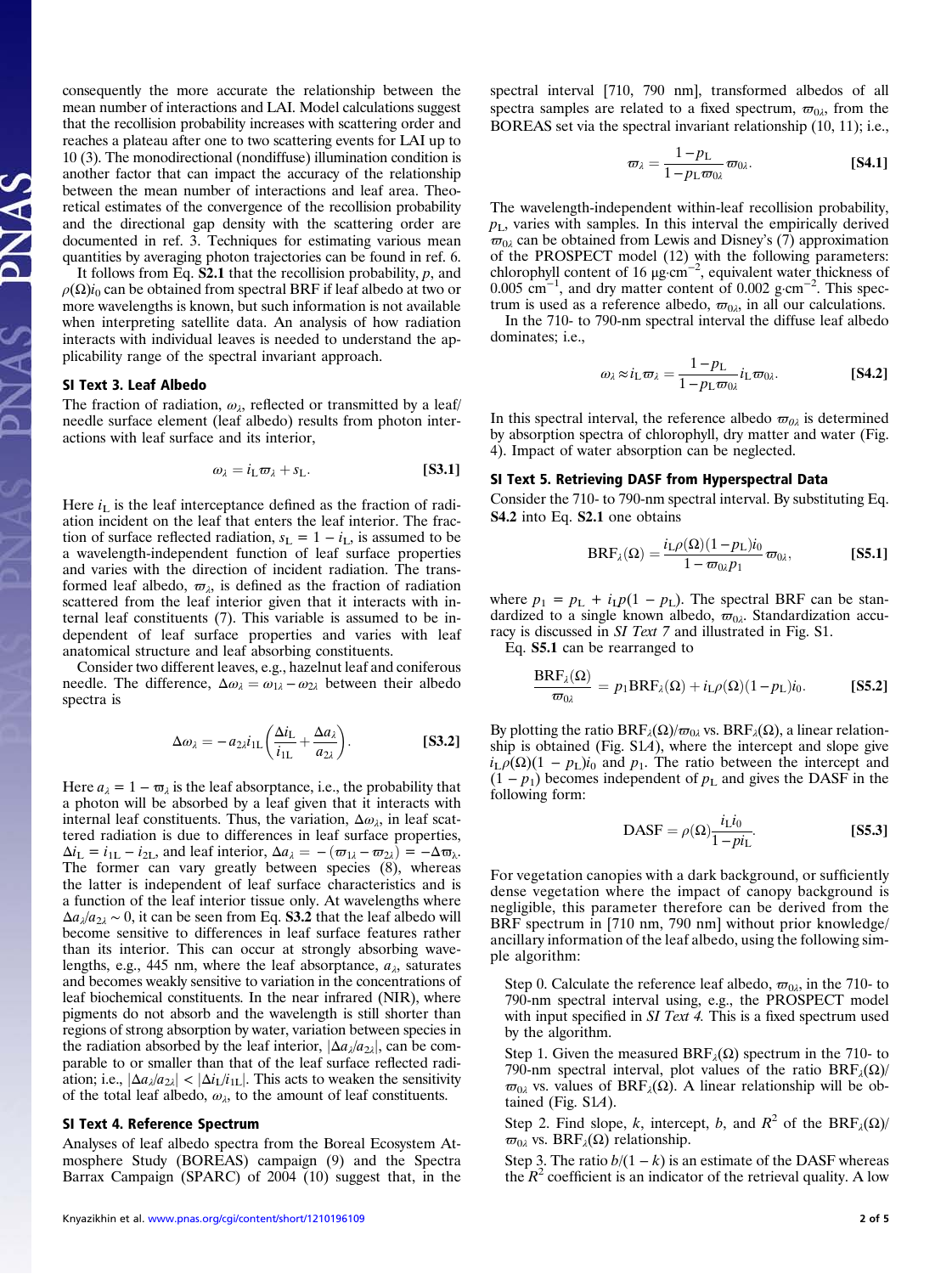consequently the more accurate the relationship between the mean number of interactions and LAI. Model calculations suggest that the recollision probability increases with scattering order and reaches a plateau after one to two scattering events for LAI up to 10 (3). The monodirectional (nondiffuse) illumination condition is another factor that can impact the accuracy of the relationship between the mean number of interactions and leaf area. Theoretical estimates of the convergence of the recollision probability and the directional gap density with the scattering order are documented in ref. 3. Techniques for estimating various mean quantities by averaging photon trajectories can be found in ref. 6.

It follows from Eq. **S2.1** that the recollision probability, $p$, and $\rho(\Omega)i_0$ can be obtained from spectral BRF if leaf albedo at two or more wavelengths is known, but such information is not available when interpreting satellite data. An analysis of how radiation interacts with individual leaves is needed to understand the applicability range of the spectral invariant approach.

## SI Text 3. Leaf Albedo

The fraction of radiation, $\omega_\lambda$, reflected or transmitted by a leaf/needle surface element (leaf albedo) results from photon interactions with leaf surface and its interior,

$$\omega_\lambda = i_L \varpi_\lambda + s_L. \qquad \textbf{[S3.1]}$$

Here $i_L$ is the leaf interceptance defined as the fraction of radiation incident on the leaf that enters the leaf interior. The fraction of surface reflected radiation, $s_L = 1 - i_L$, is assumed to be a wavelength-independent function of leaf surface properties and varies with the direction of incident radiation. The transformed leaf albedo, $\varpi_\lambda$, is defined as the fraction of radiation scattered from the leaf interior given that it interacts with internal leaf constituents (7). This variable is assumed to be independent of leaf surface properties and varies with leaf anatomical structure and leaf absorbing constituents.

Consider two different leaves, e.g., hazelnut leaf and coniferous needle. The difference, $\Delta\omega_\lambda = \omega_{1\lambda} - \omega_{2\lambda}$ between their albedo spectra is

$$\Delta\omega_\lambda = -a_{2\lambda} i_{1L}\left(\frac{\Delta i_L}{i_{1L}} + \frac{\Delta a_\lambda}{a_{2\lambda}}\right). \qquad \textbf{[S3.2]}$$

Here $a_\lambda = 1 - \varpi_\lambda$ is the leaf absorptance, i.e., the probability that a photon will be absorbed by a leaf given that it interacts with internal leaf constituents. Thus, the variation, $\Delta\omega_\lambda$, in leaf scattered radiation is due to differences in leaf surface properties, $\Delta i_L = i_{1L} - i_{2L}$, and leaf interior, $\Delta a_\lambda = -(\varpi_{1\lambda} - \varpi_{2\lambda}) = -\Delta\varpi_\lambda$. The former can vary greatly between species (8), whereas the latter is independent of leaf surface characteristics and is a function of the leaf interior tissue only. At wavelengths where $\Delta a_\lambda / a_{2\lambda} \sim 0$, it can be seen from Eq. **S3.2** that the leaf albedo will become sensitive to differences in leaf surface features rather than its interior. This can occur at strongly absorbing wavelengths, e.g., 445 nm, where the leaf absorptance, $a_\lambda$, saturates and becomes weakly sensitive to variation in the concentrations of leaf biochemical constituents. In the near infrared (NIR), where pigments do not absorb and the wavelength is still shorter than regions of strong absorption by water, variation between species in the radiation absorbed by the leaf interior, $|\Delta a_\lambda / a_{2\lambda}|$, can be comparable to or smaller than that of the leaf surface reflected radiation; i.e., $|\Delta a_\lambda / a_{2\lambda}| < |\Delta i_L / i_{1L}|$. This acts to weaken the sensitivity of the total leaf albedo, $\omega_\lambda$, to the amount of leaf constituents.

## SI Text 4. Reference Spectrum

Analyses of leaf albedo spectra from the Boreal Ecosystem Atmosphere Study (BOREAS) campaign (9) and the Spectra Barrax Campaign (SPARC) of 2004 (10) suggest that, in the spectral interval [710, 790 nm], transformed albedos of all spectra samples are related to a fixed spectrum, $\varpi_{0\lambda}$, from the BOREAS set via the spectral invariant relationship (10, 11); i.e.,

$$\varpi_\lambda = \frac{1 - p_L}{1 - p_L \varpi_{0\lambda}} \varpi_{0\lambda}. \qquad \textbf{[S4.1]}$$

The wavelength-independent within-leaf recollision probability, $p_L$, varies with samples. In this interval the empirically derived $\varpi_{0\lambda}$ can be obtained from Lewis and Disney's (7) approximation of the PROSPECT model (12) with the following parameters: chlorophyll content of 16 μg·cm$^{-2}$, equivalent water thickness of 0.005 cm$^{-1}$, and dry matter content of 0.002 g·cm$^{-2}$. This spectrum is used as a reference albedo, $\varpi_{0\lambda}$, in all our calculations.

In the 710- to 790-nm spectral interval the diffuse leaf albedo dominates; i.e.,

$$\omega_\lambda \approx i_L \varpi_\lambda = \frac{1 - p_L}{1 - p_L \varpi_{0\lambda}} i_L \varpi_{0\lambda}. \qquad \textbf{[S4.2]}$$

In this spectral interval, the reference albedo $\varpi_{0\lambda}$ is determined by absorption spectra of chlorophyll, dry matter and water (Fig. 4). Impact of water absorption can be neglected.

## SI Text 5. Retrieving DASF from Hyperspectral Data

Consider the 710- to 790-nm spectral interval. By substituting Eq. **S4.2** into Eq. **S2.1** one obtains

$$\mathrm{BRF}_\lambda(\Omega) = \frac{i_L \rho(\Omega)(1 - p_L) i_0}{1 - \varpi_{0\lambda} p_1} \varpi_{0\lambda}, \qquad \textbf{[S5.1]}$$

where $p_1 = p_L + i_L p(1 - p_L)$. The spectral BRF can be standardized to a single known albedo, $\varpi_{0\lambda}$. Standardization accuracy is discussed in *SI Text 7* and illustrated in Fig. S1.

Eq. **S5.1** can be rearranged to

$$\frac{\mathrm{BRF}_\lambda(\Omega)}{\varpi_{0\lambda}} = p_1 \mathrm{BRF}_\lambda(\Omega) + i_L \rho(\Omega)(1 - p_L) i_0. \qquad \textbf{[S5.2]}$$

By plotting the ratio $\mathrm{BRF}_\lambda(\Omega)/\varpi_{0\lambda}$ vs. $\mathrm{BRF}_\lambda(\Omega)$, a linear relationship is obtained (Fig. S1*A*), where the intercept and slope give $i_L \rho(\Omega)(1 - p_L) i_0$ and $p_1$. The ratio between the intercept and $(1 - p_1)$ becomes independent of $p_L$ and gives the DASF in the following form:

$$\mathrm{DASF} = \rho(\Omega) \frac{i_L i_0}{1 - p i_L}. \qquad \textbf{[S5.3]}$$

For vegetation canopies with a dark background, or sufficiently dense vegetation where the impact of canopy background is negligible, this parameter therefore can be derived from the BRF spectrum in [710 nm, 790 nm] without prior knowledge/ancillary information of the leaf albedo, using the following simple algorithm:

Step 0. Calculate the reference leaf albedo, $\varpi_{0\lambda}$, in the 710- to 790-nm spectral interval using, e.g., the PROSPECT model with input specified in *SI Text 4*. This is a fixed spectrum used by the algorithm.

Step 1. Given the measured $\mathrm{BRF}_\lambda(\Omega)$ spectrum in the 710- to 790-nm spectral interval, plot values of the ratio $\mathrm{BRF}_\lambda(\Omega)/\varpi_{0\lambda}$ vs. values of $\mathrm{BRF}_\lambda(\Omega)$. A linear relationship will be obtained (Fig. S1*A*).

Step 2. Find slope, $k$, intercept, $b$, and $R^2$ of the $\mathrm{BRF}_\lambda(\Omega)/\varpi_{0\lambda}$ vs. $\mathrm{BRF}_\lambda(\Omega)$ relationship.

Step 3. The ratio $b/(1 - k)$ is an estimate of the DASF whereas the $R^2$ coefficient is an indicator of the retrieval quality. A low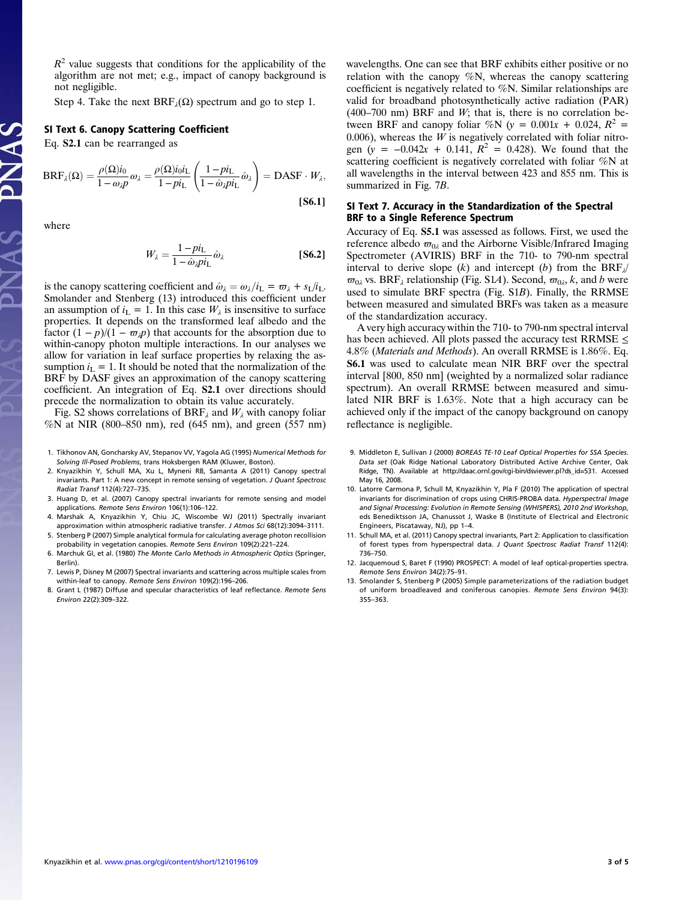$R^2$ value suggests that conditions for the applicability of the algorithm are not met; e.g., impact of canopy background is not negligible.

Step 4. Take the next $\mathrm{BRF}_\lambda(\Omega)$ spectrum and go to step 1.

## SI Text 6. Canopy Scattering Coefficient

Eq. **S2.1** can be rearranged as

$$\mathrm{BRF}_\lambda(\Omega) = \frac{\rho(\Omega)i_0}{1-\omega_\lambda p}\omega_\lambda = \frac{\rho(\Omega)i_0 i_\mathrm{L}}{1-pi_\mathrm{L}}\left(\frac{1-pi_\mathrm{L}}{1-\hat{\omega}_\lambda p i_\mathrm{L}}\hat{\omega}_\lambda\right) = \mathrm{DASF}\cdot W_\lambda, \tag{S6.1}$$

where

$$W_\lambda = \frac{1-pi_\mathrm{L}}{1-\hat{\omega}_\lambda p i_\mathrm{L}}\hat{\omega}_\lambda \tag{S6.2}$$

is the canopy scattering coefficient and $\hat{\omega}_\lambda = \omega_\lambda / i_\mathrm{L} = \varpi_\lambda + s_\mathrm{L}/i_\mathrm{L}$. Smolander and Stenberg (13) introduced this coefficient under an assumption of $i_\mathrm{L} = 1$. In this case $W_\lambda$ is insensitive to surface properties. It depends on the transformed leaf albedo and the factor $(1-p)/(1-\varpi_\lambda p)$ that accounts for the absorption due to within-canopy photon multiple interactions. In our analyses we allow for variation in leaf surface properties by relaxing the assumption $i_\mathrm{L} = 1$. It should be noted that the normalization of the BRF by DASF gives an approximation of the canopy scattering coefficient. An integration of Eq. **S2.1** over directions should precede the normalization to obtain its value accurately.

Fig. S2 shows correlations of $\mathrm{BRF}_\lambda$ and $W_\lambda$ with canopy foliar %N at NIR (800–850 nm), red (645 nm), and green (557 nm) wavelengths. One can see that BRF exhibits either positive or no relation with the canopy %N, whereas the canopy scattering coefficient is negatively related to %N. Similar relationships are valid for broadband photosynthetically active radiation (PAR) (400–700 nm) BRF and $W$; that is, there is no correlation between BRF and canopy foliar %N ($y = 0.001x + 0.024$, $R^2 = 0.006$), whereas the $W$ is negatively correlated with foliar nitrogen ($y = -0.042x + 0.141$, $R^2 = 0.428$). We found that the scattering coefficient is negatively correlated with foliar %N at all wavelengths in the interval between 423 and 855 nm. This is summarized in Fig. 7*B*.

## SI Text 7. Accuracy in the Standardization of the Spectral BRF to a Single Reference Spectrum

Accuracy of Eq. **S5.1** was assessed as follows. First, we used the reference albedo $\varpi_{0\lambda}$ and the Airborne Visible/Infrared Imaging Spectrometer (AVIRIS) BRF in the 710- to 790-nm spectral interval to derive slope ($k$) and intercept ($b$) from the $\mathrm{BRF}_\lambda/\varpi_{0\lambda}$ vs. $\mathrm{BRF}_\lambda$ relationship (Fig. S1*A*). Second, $\varpi_{0\lambda}$, $k$, and $b$ were used to simulate BRF spectra (Fig. S1*B*). Finally, the RRMSE between measured and simulated BRFs was taken as a measure of the standardization accuracy.

A very high accuracy within the 710- to 790-nm spectral interval has been achieved. All plots passed the accuracy test RRMSE ≤ 4.8% (*Materials and Methods*). An overall RRMSE is 1.86%. Eq. **S6.1** was used to calculate mean NIR BRF over the spectral interval [800, 850 nm] (weighted by a normalized solar radiance spectrum). An overall RRMSE between measured and simulated NIR BRF is 1.63%. Note that a high accuracy can be achieved only if the impact of the canopy background on canopy reflectance is negligible.

1. Tikhonov AN, Goncharsky AV, Stepanov VV, Yagola AG (1995) *Numerical Methods for Solving Ill-Posed Problems*, trans Hoksbergen RAM (Kluwer, Boston).
2. Knyazikhin Y, Schull MA, Xu L, Myneni RB, Samanta A (2011) Canopy spectral invariants. Part 1: A new concept in remote sensing of vegetation. *J Quant Spectrosc Radiat Transf* 112(4):727–735.
3. Huang D, et al. (2007) Canopy spectral invariants for remote sensing and model applications. *Remote Sens Environ* 106(1):106–122.
4. Marshak A, Knyazikhin Y, Chiu JC, Wiscombe WJ (2011) Spectrally invariant approximation within atmospheric radiative transfer. *J Atmos Sci* 68(12):3094–3111.
5. Stenberg P (2007) Simple analytical formula for calculating average photon recollision probability in vegetation canopies. *Remote Sens Environ* 109(2):221–224.
6. Marchuk GI, et al. (1980) *The Monte Carlo Methods in Atmospheric Optics* (Springer, Berlin).
7. Lewis P, Disney M (2007) Spectral invariants and scattering across multiple scales from within-leaf to canopy. *Remote Sens Environ* 109(2):196–206.
8. Grant L (1987) Diffuse and specular characteristics of leaf reflectance. *Remote Sens Environ* 22(2):309–322.
9. Middleton E, Sullivan J (2000) *BOREAS TE-10 Leaf Optical Properties for SSA Species. Data set* (Oak Ridge National Laboratory Distributed Active Archive Center, Oak Ridge, TN). Available at http://daac.ornl.gov/cgi-bin/dsviewer.pl?ds_id=531. Accessed May 16, 2008.
10. Latorre Carmona P, Schull M, Knyazikhin Y, Pla F (2010) The application of spectral invariants for discrimination of crops using CHRIS-PROBA data. *Hyperspectral Image and Signal Processing: Evolution in Remote Sensing (WHISPERS), 2010 2nd Workshop*, eds Benediktsson JA, Chanussot J, Waske B (Institute of Electrical and Electronic Engineers, Piscataway, NJ), pp 1–4.
11. Schull MA, et al. (2011) Canopy spectral invariants, Part 2: Application to classification of forest types from hyperspectral data. *J Quant Spectrosc Radiat Transf* 112(4): 736–750.
12. Jacquemoud S, Baret F (1990) PROSPECT: A model of leaf optical-properties spectra. *Remote Sens Environ* 34(2):75–91.
13. Smolander S, Stenberg P (2005) Simple parameterizations of the radiation budget of uniform broadleaved and coniferous canopies. *Remote Sens Environ* 94(3): 355–363.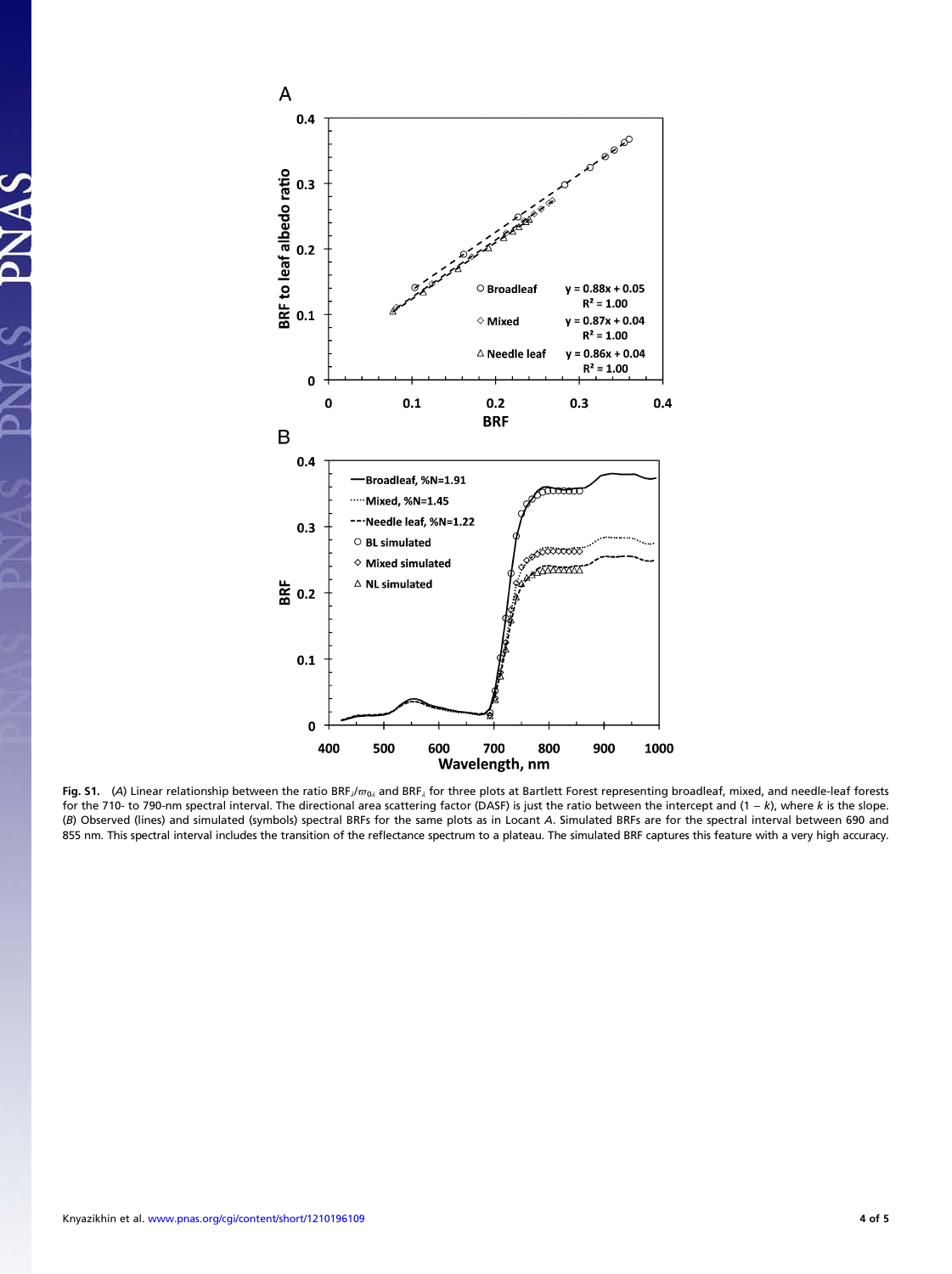**Fig. S1.** (*A*) Linear relationship between the ratio $BRF_\lambda/\varpi_{0\lambda}$ and $BRF_\lambda$ for three plots at Bartlett Forest representing broadleaf, mixed, and needle-leaf forests for the 710- to 790-nm spectral interval. The directional area scattering factor (DASF) is just the ratio between the intercept and $(1 - k)$, where $k$ is the slope. (*B*) Observed (lines) and simulated (symbols) spectral BRFs for the same plots as in Locant *A*. Simulated BRFs are for the spectral interval between 690 and 855 nm. This spectral interval includes the transition of the reflectance spectrum to a plateau. The simulated BRF captures this feature with a very high accuracy.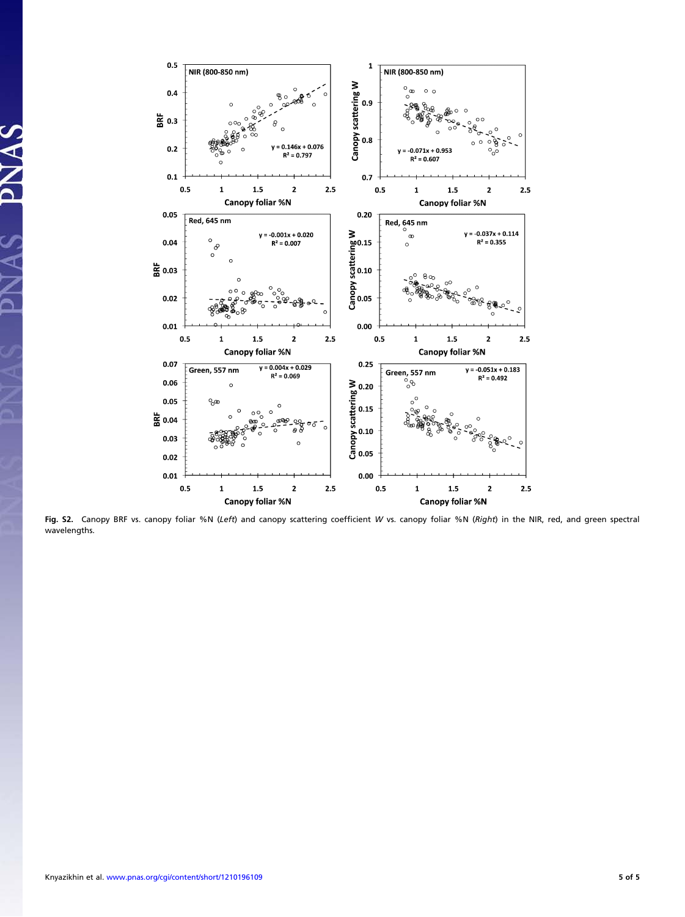NIR (800-850 nm)

BRF

0.5
0.4
0.3
0.2
0.1

0.5 1 1.5 2 2.5

Canopy foliar %N

y = 0.146x + 0.076
$R^2$ = 0.797

NIR (800-850 nm)

Canopy scattering W

1
0.9
0.8
0.7

0.5 1 1.5 2 2.5

Canopy foliar %N

y = -0.071x + 0.953
$R^2$ = 0.607

Red, 645 nm

BRF

0.05
0.04
0.03
0.02
0.01

0.5 1 1.5 2 2.5

Canopy foliar %N

y = -0.001x + 0.020
$R^2$ = 0.007

Red, 645 nm

Canopy scattering W

0.20
0.15
0.10
0.05
0.00

0.5 1 1.5 2 2.5

Canopy foliar %N

y = -0.037x + 0.114
$R^2$ = 0.355

Green, 557 nm

BRF

0.07
0.06
0.05
0.04
0.03
0.02
0.01

0.5 1 1.5 2 2.5

Canopy foliar %N

y = 0.004x + 0.029
$R^2$ = 0.069

Green, 557 nm

Canopy scattering W

0.25
0.20
0.15
0.10
0.05
0.00

0.5 1 1.5 2 2.5

Canopy foliar %N

y = -0.051x + 0.183
$R^2$ = 0.492

**Fig. S2.** Canopy BRF vs. canopy foliar %N (*Left*) and canopy scattering coefficient *W* vs. canopy foliar %N (*Right*) in the NIR, red, and green spectral wavelengths.